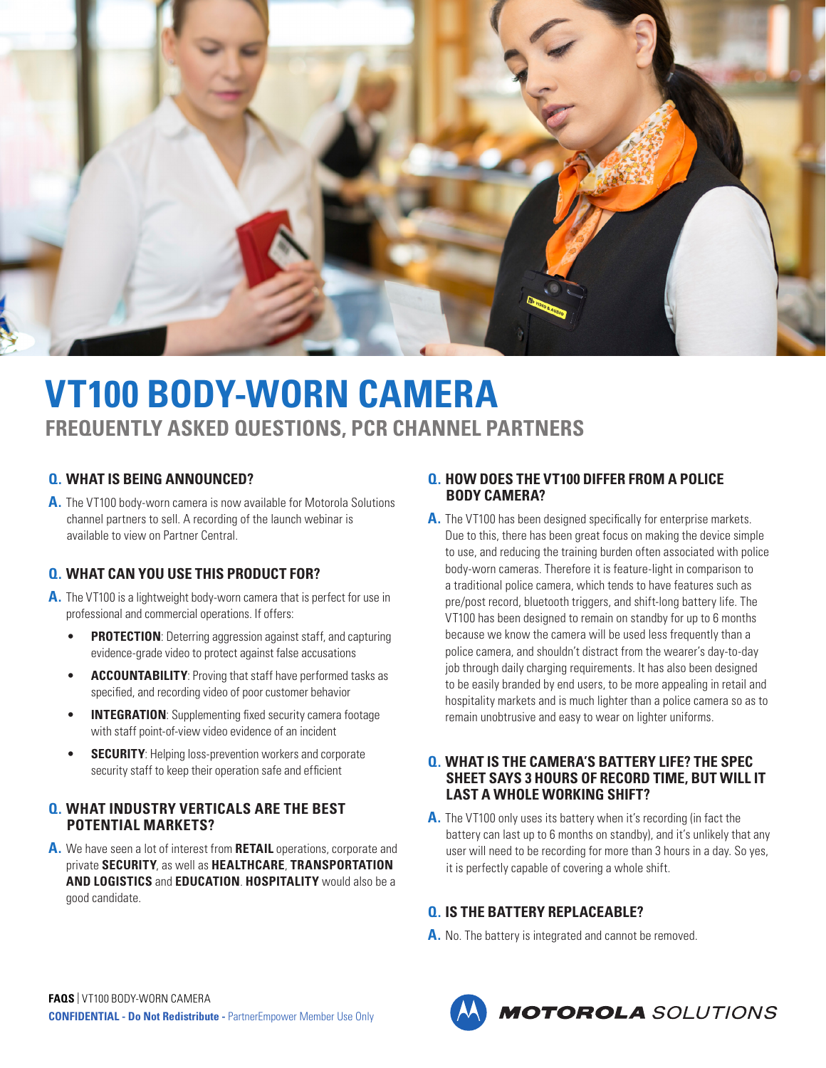# VT100 BODY-WORN CAMERA

## FREQUENTLY ASKED QUESTIONS, PCR CHANNEL PARTNERS

### Q. WHAT IS BEING ANNOUNCED?

**A.** The VT100 body-worn camera is now available for Motorola Solutions channel partners to sell. A recording of the launch webinar is available to view on Partner Central.

### Q. WHAT CAN YOU USE THIS PRODUCT FOR?

**A.** The VT100 is a lightweight body-worn camera that is perfect for use in professional and commercial operations. If offers:

- **PROTECTION**: Deterring aggression against staff, and capturing evidence-grade video to protect against false accusations
- **ACCOUNTABILITY**: Proving that staff have performed tasks as specified, and recording video of poor customer behavior
- **INTEGRATION**: Supplementing fixed security camera footage with staff point-of-view video evidence of an incident
- **SECURITY**: Helping loss-prevention workers and corporate security staff to keep their operation safe and efficient

### Q. WHAT INDUSTRY VERTICALS ARE THE BEST POTENTIAL MARKETS?

**A.** We have seen a lot of interest from **RETAIL** operations, corporate and private **SECURITY**, as well as **HEALTHCARE**, **TRANSPORTATION AND LOGISTICS** and **EDUCATION**. **HOSPITALITY** would also be a good candidate.

### Q. HOW DOES THE VT100 DIFFER FROM A POLICE BODY CAMERA?

**A.** The VT100 has been designed specifically for enterprise markets. Due to this, there has been great focus on making the device simple to use, and reducing the training burden often associated with police body-worn cameras. Therefore it is feature-light in comparison to a traditional police camera, which tends to have features such as pre/post record, bluetooth triggers, and shift-long battery life. The VT100 has been designed to remain on standby for up to 6 months because we know the camera will be used less frequently than a police camera, and shouldn't distract from the wearer's day-to-day job through daily charging requirements. It has also been designed to be easily branded by end users, to be more appealing in retail and hospitality markets and is much lighter than a police camera so as to remain unobtrusive and easy to wear on lighter uniforms.

### Q. WHAT IS THE CAMERA'S BATTERY LIFE? THE SPEC SHEET SAYS 3 HOURS OF RECORD TIME, BUT WILL IT LAST A WHOLE WORKING SHIFT?

**A.** The VT100 only uses its battery when it's recording (in fact the battery can last up to 6 months on standby), and it's unlikely that any user will need to be recording for more than 3 hours in a day. So yes, it is perfectly capable of covering a whole shift.

### Q. IS THE BATTERY REPLACEABLE?

**A.** No. The battery is integrated and cannot be removed.

**CONFIDENTIAL - Do Not Redistribute -** PartnerEmpower Member Use Only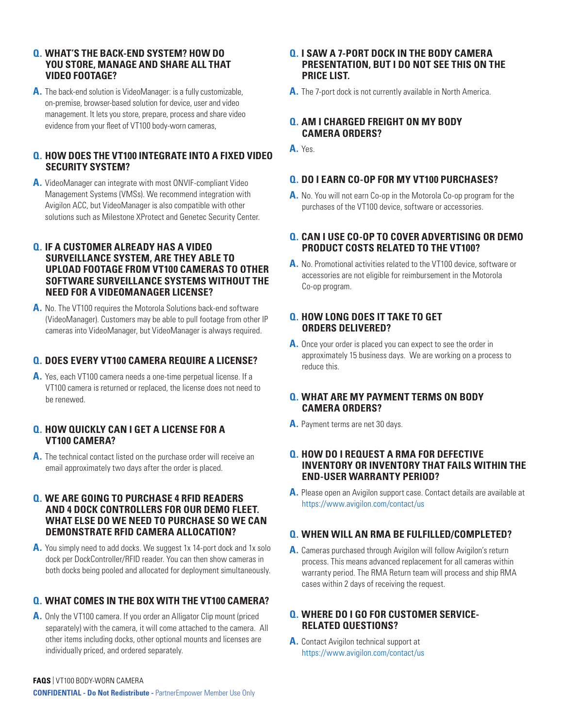**Q. WHAT'S THE BACK-END SYSTEM? HOW DO YOU STORE, MANAGE AND SHARE ALL THAT VIDEO FOOTAGE?**

**A.** The back-end solution is VideoManager: is a fully customizable, on-premise, browser-based solution for device, user and video management. It lets you store, prepare, process and share video evidence from your fleet of VT100 body-worn cameras,

**Q. HOW DOES THE VT100 INTEGRATE INTO A FIXED VIDEO SECURITY SYSTEM?**

**A.** VideoManager can integrate with most ONVIF-compliant Video Management Systems (VMSs). We recommend integration with Avigilon ACC, but VideoManager is also compatible with other solutions such as Milestone XProtect and Genetec Security Center.

**Q. IF A CUSTOMER ALREADY HAS A VIDEO SURVEILLANCE SYSTEM, ARE THEY ABLE TO UPLOAD FOOTAGE FROM VT100 CAMERAS TO OTHER SOFTWARE SURVEILLANCE SYSTEMS WITHOUT THE NEED FOR A VIDEOMANAGER LICENSE?**

**A.** No. The VT100 requires the Motorola Solutions back-end software (VideoManager). Customers may be able to pull footage from other IP cameras into VideoManager, but VideoManager is always required.

**Q. DOES EVERY VT100 CAMERA REQUIRE A LICENSE?**

**A.** Yes, each VT100 camera needs a one-time perpetual license. If a VT100 camera is returned or replaced, the license does not need to be renewed.

**Q. HOW QUICKLY CAN I GET A LICENSE FOR A VT100 CAMERA?**

**A.** The technical contact listed on the purchase order will receive an email approximately two days after the order is placed.

**Q. WE ARE GOING TO PURCHASE 4 RFID READERS AND 4 DOCK CONTROLLERS FOR OUR DEMO FLEET. WHAT ELSE DO WE NEED TO PURCHASE SO WE CAN DEMONSTRATE RFID CAMERA ALLOCATION?**

**A.** You simply need to add docks. We suggest 1x 14-port dock and 1x solo dock per DockController/RFID reader. You can then show cameras in both docks being pooled and allocated for deployment simultaneously.

**Q. WHAT COMES IN THE BOX WITH THE VT100 CAMERA?**

**A.** Only the VT100 camera. If you order an Alligator Clip mount (priced separately) with the camera, it will come attached to the camera. All other items including docks, other optional mounts and licenses are individually priced, and ordered separately.

**Q. I SAW A 7-PORT DOCK IN THE BODY CAMERA PRESENTATION, BUT I DO NOT SEE THIS ON THE PRICE LIST.**

**A.** The 7-port dock is not currently available in North America.

**Q. AM I CHARGED FREIGHT ON MY BODY CAMERA ORDERS?**

**A.** Yes.

**Q. DO I EARN CO-OP FOR MY VT100 PURCHASES?**

**A.** No. You will not earn Co-op in the Motorola Co-op program for the purchases of the VT100 device, software or accessories.

**Q. CAN I USE CO-OP TO COVER ADVERTISING OR DEMO PRODUCT COSTS RELATED TO THE VT100?**

**A.** No. Promotional activities related to the VT100 device, software or accessories are not eligible for reimbursement in the Motorola Co-op program.

**Q. HOW LONG DOES IT TAKE TO GET ORDERS DELIVERED?**

**A.** Once your order is placed you can expect to see the order in approximately 15 business days. We are working on a process to reduce this.

**Q. WHAT ARE MY PAYMENT TERMS ON BODY CAMERA ORDERS?**

**A.** Payment terms are net 30 days.

**Q. HOW DO I REQUEST A RMA FOR DEFECTIVE INVENTORY OR INVENTORY THAT FAILS WITHIN THE END-USER WARRANTY PERIOD?**

**A.** Please open an Avigilon support case. Contact details are available at https://www.avigilon.com/contact/us

**Q. WHEN WILL AN RMA BE FULFILLED/COMPLETED?**

**A.** Cameras purchased through Avigilon will follow Avigilon's return process. This means advanced replacement for all cameras within warranty period. The RMA Return team will process and ship RMA cases within 2 days of receiving the request.

**Q. WHERE DO I GO FOR CUSTOMER SERVICE-RELATED QUESTIONS?**

**A.** Contact Avigilon technical support at https://www.avigilon.com/contact/us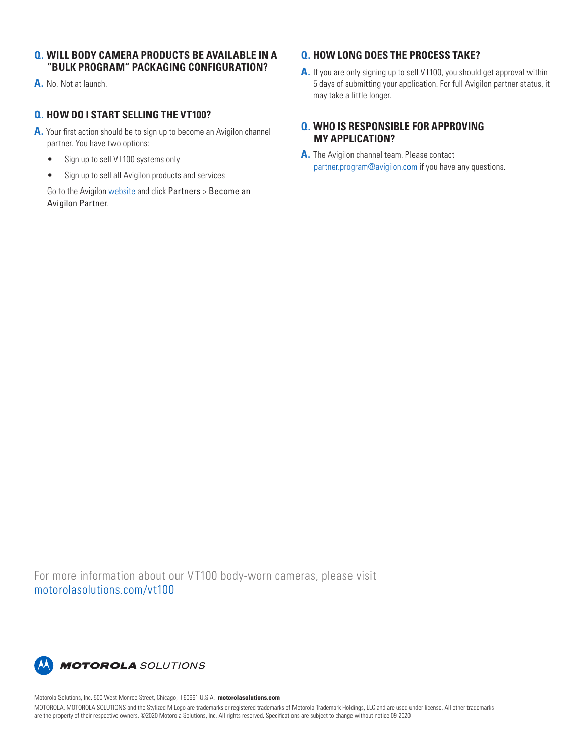**Q. WILL BODY CAMERA PRODUCTS BE AVAILABLE IN A "BULK PROGRAM" PACKAGING CONFIGURATION?**

**A.** No. Not at launch.

**Q. HOW DO I START SELLING THE VT100?**

**A.** Your first action should be to sign up to become an Avigilon channel partner. You have two options:

- Sign up to sell VT100 systems only
- Sign up to sell all Avigilon products and services

Go to the Avigilon website and click Partners > Become an Avigilon Partner.

**Q. HOW LONG DOES THE PROCESS TAKE?**

**A.** If you are only signing up to sell VT100, you should get approval within 5 days of submitting your application. For full Avigilon partner status, it may take a little longer.

**Q. WHO IS RESPONSIBLE FOR APPROVING MY APPLICATION?**

**A.** The Avigilon channel team. Please contact partner.program@avigilon.com if you have any questions.

For more information about our VT100 body-worn cameras, please visit motorolasolutions.com/vt100

MOTOROLA SOLUTIONS

Motorola Solutions, Inc. 500 West Monroe Street, Chicago, Il 60661 U.S.A. **motorolasolutions.com**

MOTOROLA, MOTOROLA SOLUTIONS and the Stylized M Logo are trademarks or registered trademarks of Motorola Trademark Holdings, LLC and are used under license. All other trademarks are the property of their respective owners. ©2020 Motorola Solutions, Inc. All rights reserved. Specifications are subject to change without notice 09-2020